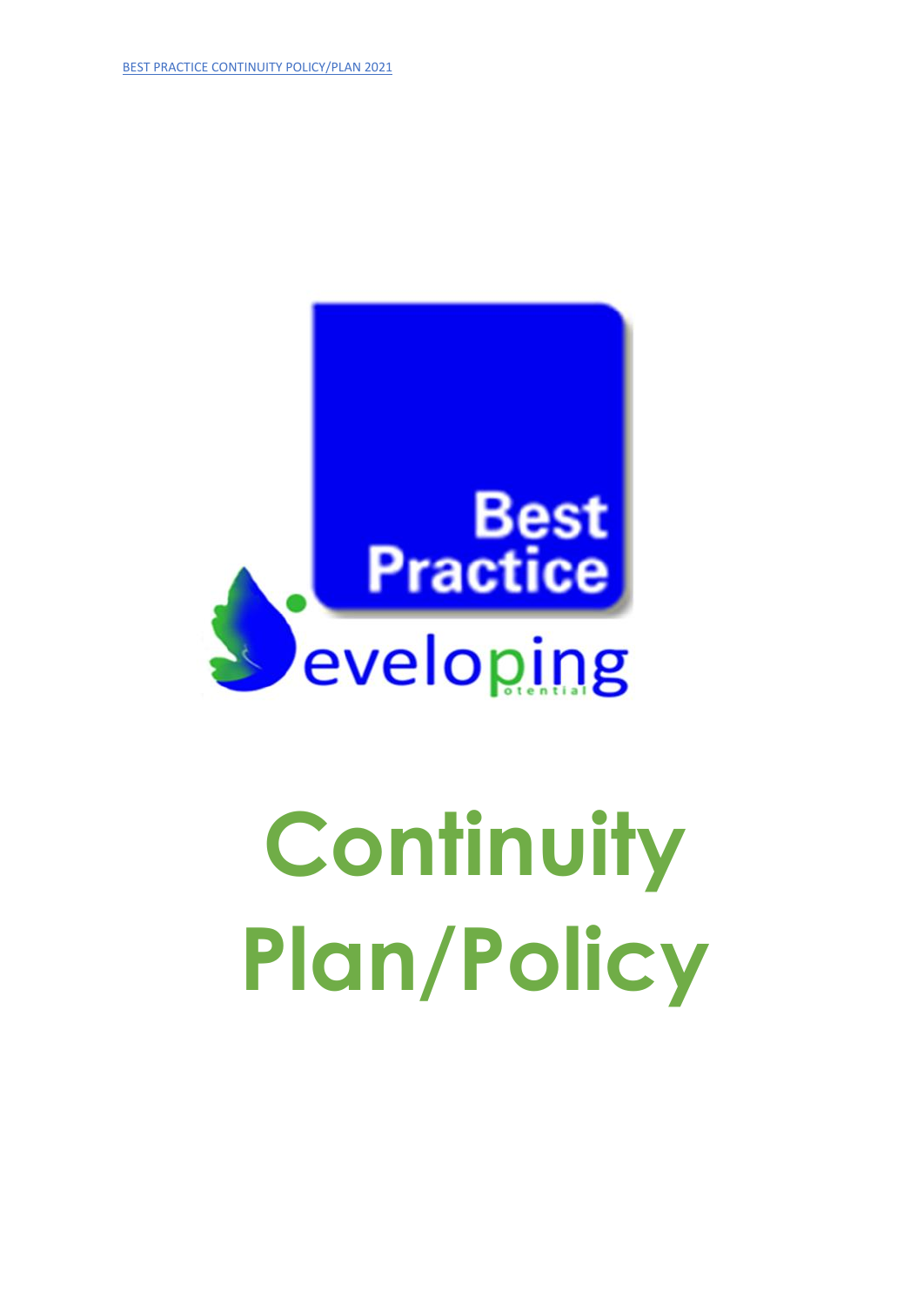# Continuity Plan/Policy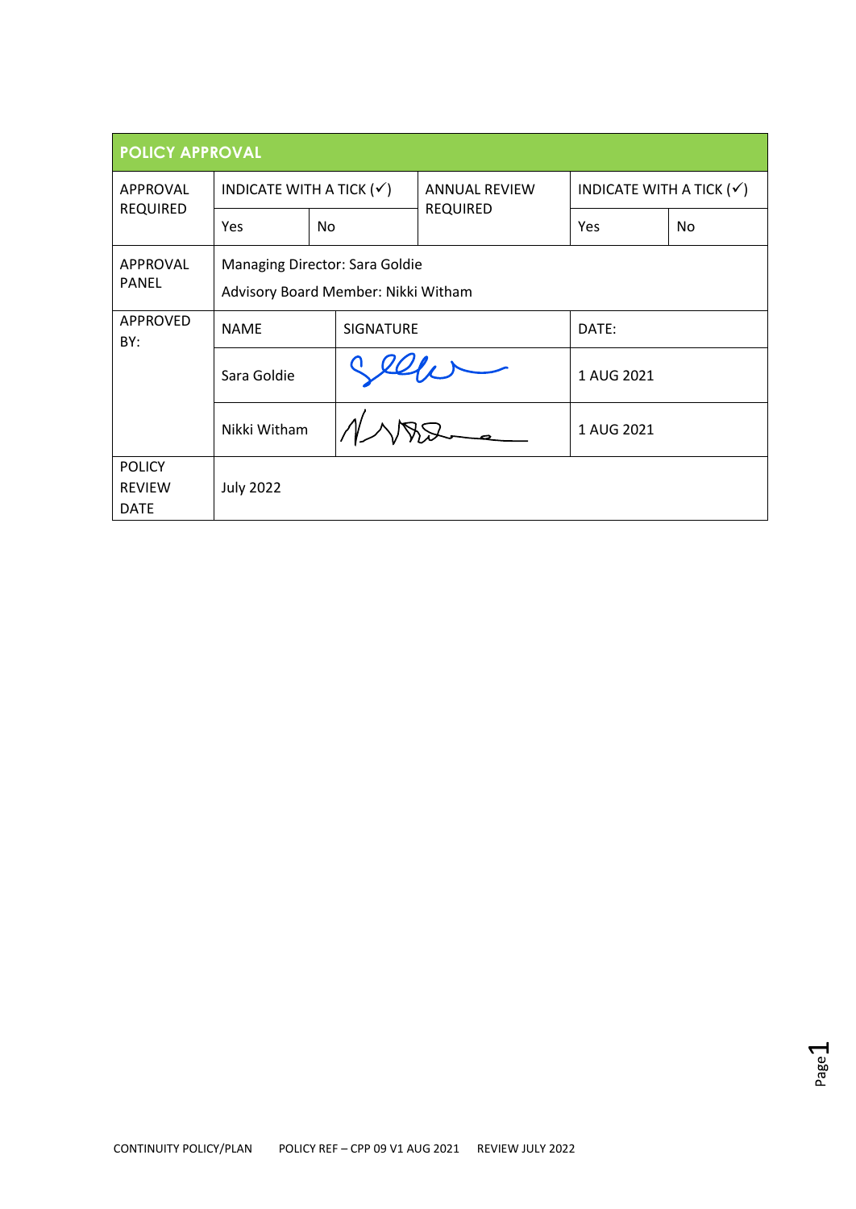| POLICY APPROVAL | | | | | |
|---|---|---|---|---|---|
| APPROVAL REQUIRED | INDICATE WITH A TICK (✓) | | ANNUAL REVIEW REQUIRED | INDICATE WITH A TICK (✓) | |
| | Yes | No | | Yes | No |
| APPROVAL PANEL | Managing Director: Sara Goldie<br>Advisory Board Member: Nikki Witham | | | | |
| APPROVED BY: | NAME | SIGNATURE | | DATE: | |
| | Sara Goldie | | | 1 AUG 2021 | |
| | Nikki Witham | | | 1 AUG 2021 | |
| POLICY REVIEW DATE | July 2022 | | | | |

CONTINUITY POLICY/PLAN    POLICY REF – CPP 09 V1 AUG 2021    REVIEW JULY 2022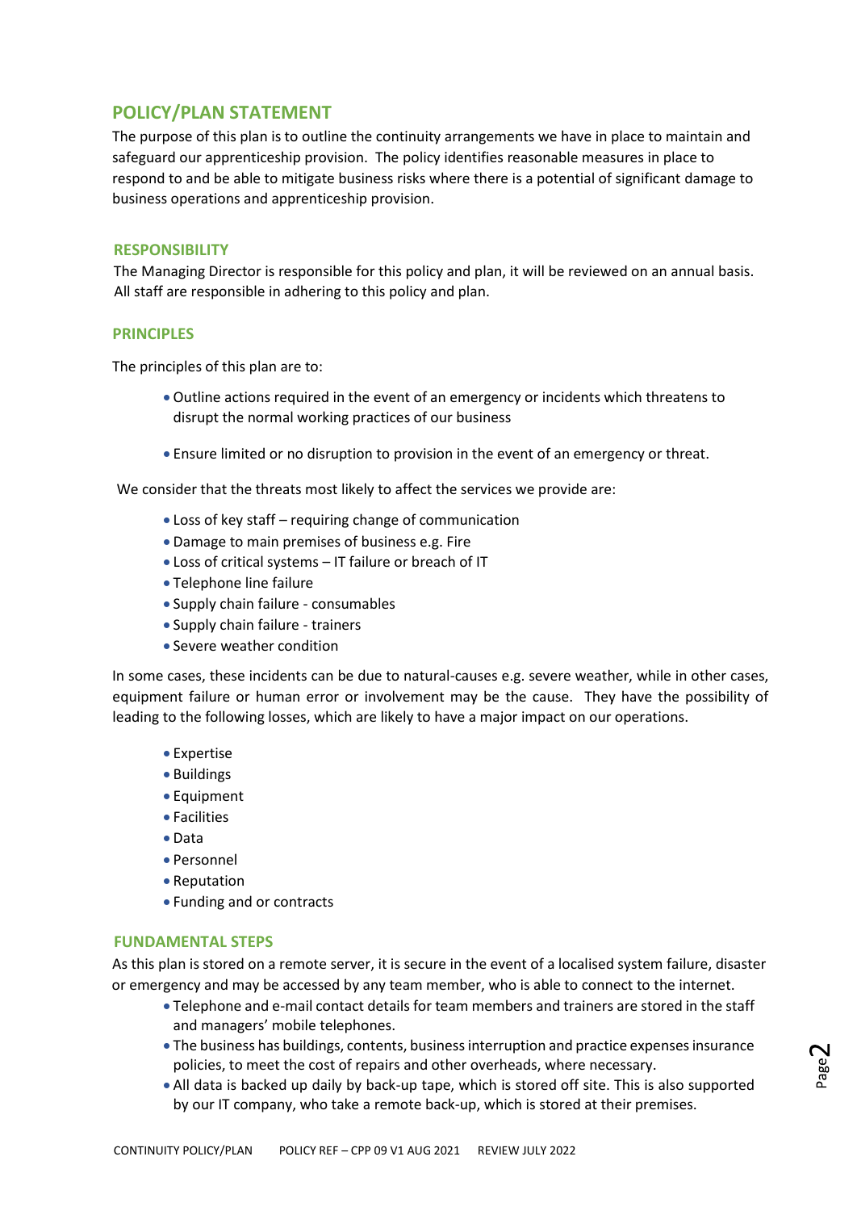## POLICY/PLAN STATEMENT

The purpose of this plan is to outline the continuity arrangements we have in place to maintain and safeguard our apprenticeship provision. The policy identifies reasonable measures in place to respond to and be able to mitigate business risks where there is a potential of significant damage to business operations and apprenticeship provision.

### RESPONSIBILITY

The Managing Director is responsible for this policy and plan, it will be reviewed on an annual basis. All staff are responsible in adhering to this policy and plan.

### PRINCIPLES

The principles of this plan are to:

- Outline actions required in the event of an emergency or incidents which threatens to disrupt the normal working practices of our business
- Ensure limited or no disruption to provision in the event of an emergency or threat.

We consider that the threats most likely to affect the services we provide are:

- Loss of key staff – requiring change of communication
- Damage to main premises of business e.g. Fire
- Loss of critical systems – IT failure or breach of IT
- Telephone line failure
- Supply chain failure - consumables
- Supply chain failure - trainers
- Severe weather condition

In some cases, these incidents can be due to natural-causes e.g. severe weather, while in other cases, equipment failure or human error or involvement may be the cause. They have the possibility of leading to the following losses, which are likely to have a major impact on our operations.

- Expertise
- Buildings
- Equipment
- Facilities
- Data
- Personnel
- Reputation
- Funding and or contracts

### FUNDAMENTAL STEPS

As this plan is stored on a remote server, it is secure in the event of a localised system failure, disaster or emergency and may be accessed by any team member, who is able to connect to the internet.

- Telephone and e-mail contact details for team members and trainers are stored in the staff and managers' mobile telephones.
- The business has buildings, contents, business interruption and practice expenses insurance policies, to meet the cost of repairs and other overheads, where necessary.
- All data is backed up daily by back-up tape, which is stored off site. This is also supported by our IT company, who take a remote back-up, which is stored at their premises.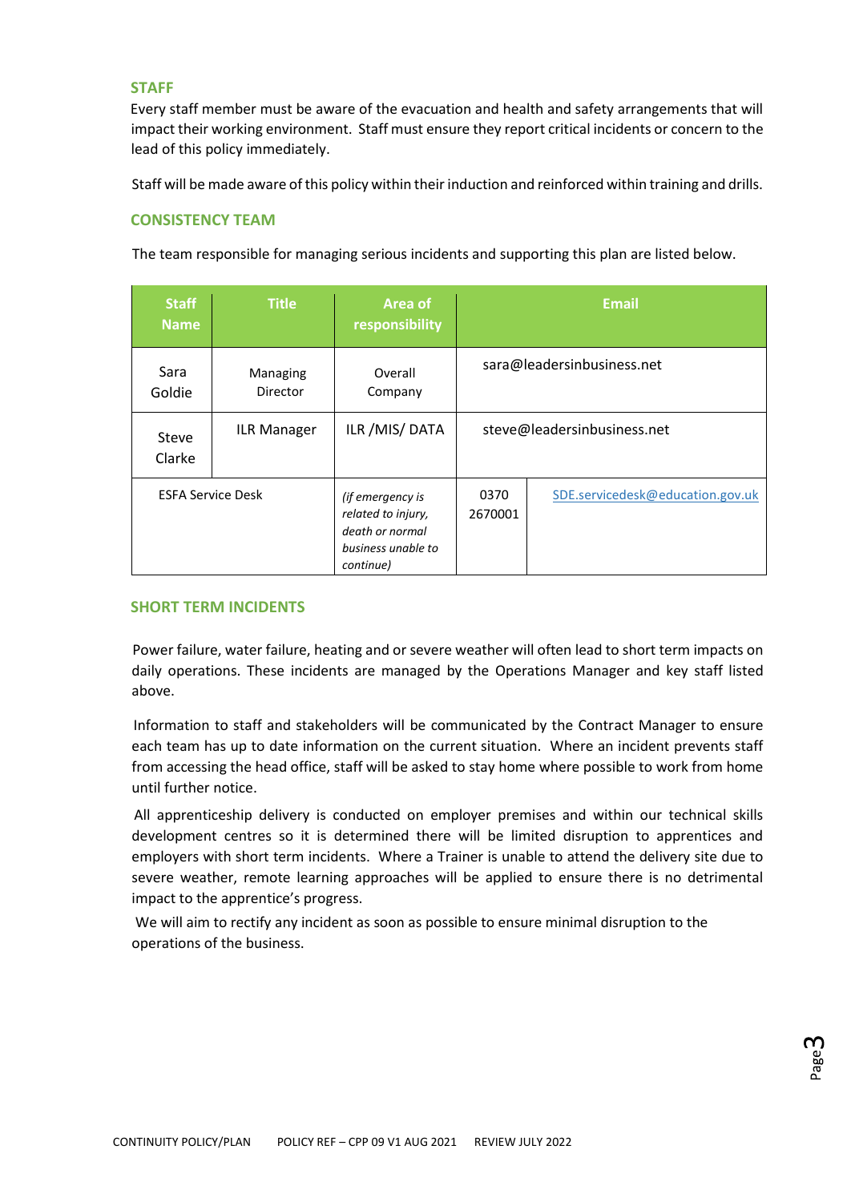## STAFF

Every staff member must be aware of the evacuation and health and safety arrangements that will impact their working environment. Staff must ensure they report critical incidents or concern to the lead of this policy immediately.

Staff will be made aware of this policy within their induction and reinforced within training and drills.

## CONSISTENCY TEAM

The team responsible for managing serious incidents and supporting this plan are listed below.

| Staff Name | Title | Area of responsibility | Email | |
|---|---|---|---|---|
| Sara Goldie | Managing Director | Overall Company | sara@leadersinbusiness.net | |
| Steve Clarke | ILR Manager | ILR /MIS/ DATA | steve@leadersinbusiness.net | |
| ESFA Service Desk | | *(if emergency is related to injury, death or normal business unable to continue)* | 0370 2670001 | SDE.servicedesk@education.gov.uk |

## SHORT TERM INCIDENTS

Power failure, water failure, heating and or severe weather will often lead to short term impacts on daily operations. These incidents are managed by the Operations Manager and key staff listed above.

Information to staff and stakeholders will be communicated by the Contract Manager to ensure each team has up to date information on the current situation. Where an incident prevents staff from accessing the head office, staff will be asked to stay home where possible to work from home until further notice.

All apprenticeship delivery is conducted on employer premises and within our technical skills development centres so it is determined there will be limited disruption to apprentices and employers with short term incidents. Where a Trainer is unable to attend the delivery site due to severe weather, remote learning approaches will be applied to ensure there is no detrimental impact to the apprentice's progress.

We will aim to rectify any incident as soon as possible to ensure minimal disruption to the operations of the business.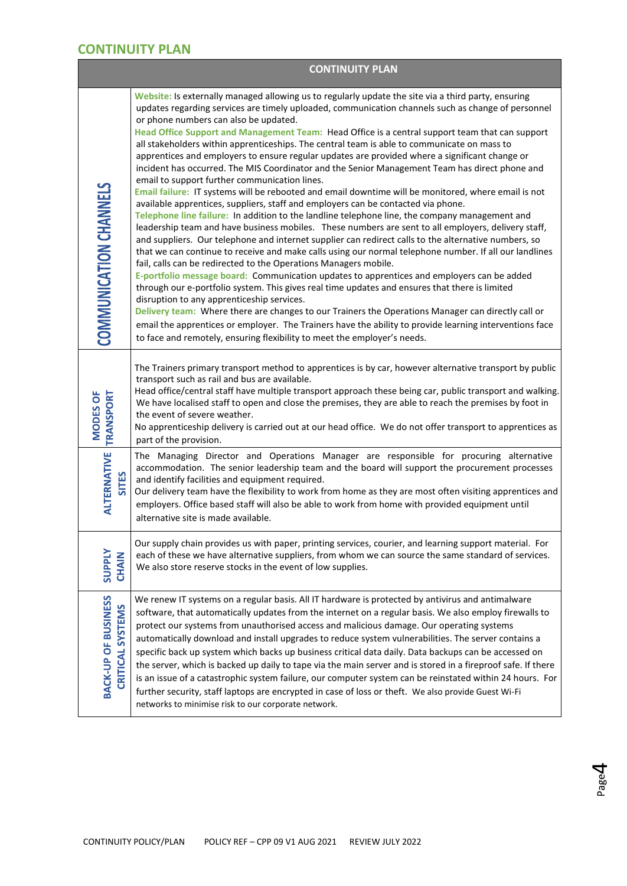## CONTINUITY PLAN

| | CONTINUITY PLAN |
|---|---|
| COMMUNICATION CHANNELS | **Website:** Is externally managed allowing us to regularly update the site via a third party, ensuring updates regarding services are timely uploaded, communication channels such as change of personnel or phone numbers can also be updated.<br>**Head Office Support and Management Team:** Head Office is a central support team that can support all stakeholders within apprenticeships. The central team is able to communicate on mass to apprentices and employers to ensure regular updates are provided where a significant change or incident has occurred. The MIS Coordinator and the Senior Management Team has direct phone and email to support further communication lines.<br>**Email failure:** IT systems will be rebooted and email downtime will be monitored, where email is not available apprentices, suppliers, staff and employers can be contacted via phone.<br>**Telephone line failure:** In addition to the landline telephone line, the company management and leadership team and have business mobiles. These numbers are sent to all employers, delivery staff, and suppliers. Our telephone and internet supplier can redirect calls to the alternative numbers, so that we can continue to receive and make calls using our normal telephone number. If all our landlines fail, calls can be redirected to the Operations Managers mobile.<br>**E-portfolio message board:** Communication updates to apprentices and employers can be added through our e-portfolio system. This gives real time updates and ensures that there is limited disruption to any apprenticeship services.<br>**Delivery team:** Where there are changes to our Trainers the Operations Manager can directly call or email the apprentices or employer. The Trainers have the ability to provide learning interventions face to face and remotely, ensuring flexibility to meet the employer's needs. |
| MODES OF TRANSPORT | The Trainers primary transport method to apprentices is by car, however alternative transport by public transport such as rail and bus are available.<br>Head office/central staff have multiple transport approach these being car, public transport and walking. We have localised staff to open and close the premises, they are able to reach the premises by foot in the event of severe weather.<br>No apprenticeship delivery is carried out at our head office. We do not offer transport to apprentices as part of the provision. |
| ALTERNATIVE SITES | The Managing Director and Operations Manager are responsible for procuring alternative accommodation. The senior leadership team and the board will support the procurement processes and identify facilities and equipment required.<br>Our delivery team have the flexibility to work from home as they are most often visiting apprentices and employers. Office based staff will also be able to work from home with provided equipment until alternative site is made available. |
| SUPPLY CHAIN | Our supply chain provides us with paper, printing services, courier, and learning support material. For each of these we have alternative suppliers, from whom we can source the same standard of services. We also store reserve stocks in the event of low supplies. |
| BACK-UP OF BUSINESS CRITICAL SYSTEMS | We renew IT systems on a regular basis. All IT hardware is protected by antivirus and antimalware software, that automatically updates from the internet on a regular basis. We also employ firewalls to protect our systems from unauthorised access and malicious damage. Our operating systems automatically download and install upgrades to reduce system vulnerabilities. The server contains a specific back up system which backs up business critical data daily. Data backups can be accessed on the server, which is backed up daily to tape via the main server and is stored in a fireproof safe. If there is an issue of a catastrophic system failure, our computer system can be reinstated within 24 hours. For further security, staff laptops are encrypted in case of loss or theft. We also provide Guest Wi-Fi networks to minimise risk to our corporate network. |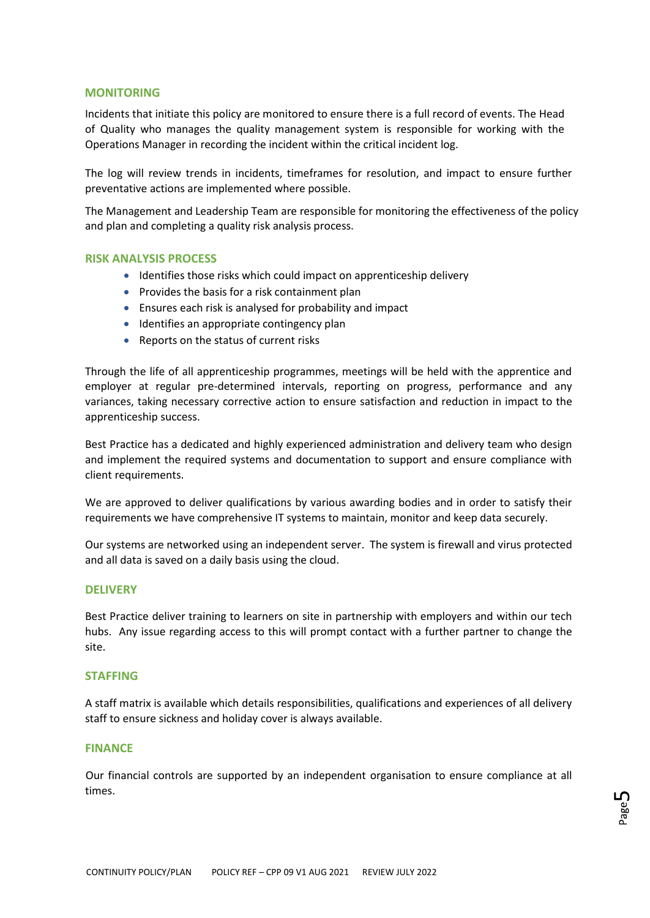## MONITORING

Incidents that initiate this policy are monitored to ensure there is a full record of events. The Head of Quality who manages the quality management system is responsible for working with the Operations Manager in recording the incident within the critical incident log.

The log will review trends in incidents, timeframes for resolution, and impact to ensure further preventative actions are implemented where possible.

The Management and Leadership Team are responsible for monitoring the effectiveness of the policy and plan and completing a quality risk analysis process.

### RISK ANALYSIS PROCESS

- Identifies those risks which could impact on apprenticeship delivery
- Provides the basis for a risk containment plan
- Ensures each risk is analysed for probability and impact
- Identifies an appropriate contingency plan
- Reports on the status of current risks

Through the life of all apprenticeship programmes, meetings will be held with the apprentice and employer at regular pre-determined intervals, reporting on progress, performance and any variances, taking necessary corrective action to ensure satisfaction and reduction in impact to the apprenticeship success.

Best Practice has a dedicated and highly experienced administration and delivery team who design and implement the required systems and documentation to support and ensure compliance with client requirements.

We are approved to deliver qualifications by various awarding bodies and in order to satisfy their requirements we have comprehensive IT systems to maintain, monitor and keep data securely.

Our systems are networked using an independent server. The system is firewall and virus protected and all data is saved on a daily basis using the cloud.

### DELIVERY

Best Practice deliver training to learners on site in partnership with employers and within our tech hubs. Any issue regarding access to this will prompt contact with a further partner to change the site.

### STAFFING

A staff matrix is available which details responsibilities, qualifications and experiences of all delivery staff to ensure sickness and holiday cover is always available.

### FINANCE

Our financial controls are supported by an independent organisation to ensure compliance at all times.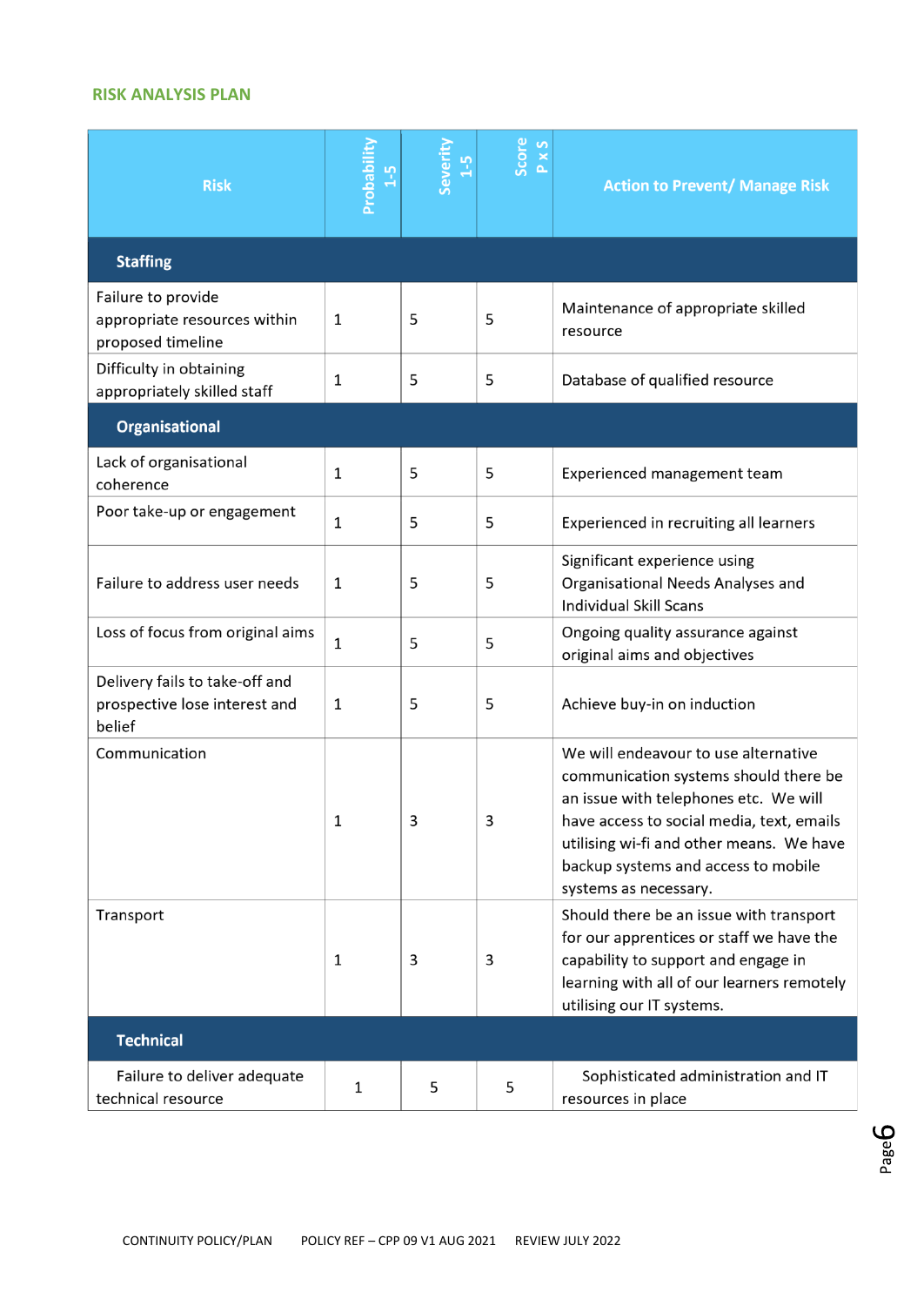## RISK ANALYSIS PLAN

| Risk | Probability 1-5 | Severity 1-5 | Score P x S | Action to Prevent/ Manage Risk |
|---|---|---|---|---|
| **Staffing** | | | | |
| Failure to provide appropriate resources within proposed timeline | 1 | 5 | 5 | Maintenance of appropriate skilled resource |
| Difficulty in obtaining appropriately skilled staff | 1 | 5 | 5 | Database of qualified resource |
| **Organisational** | | | | |
| Lack of organisational coherence | 1 | 5 | 5 | Experienced management team |
| Poor take-up or engagement | 1 | 5 | 5 | Experienced in recruiting all learners |
| Failure to address user needs | 1 | 5 | 5 | Significant experience using Organisational Needs Analyses and Individual Skill Scans |
| Loss of focus from original aims | 1 | 5 | 5 | Ongoing quality assurance against original aims and objectives |
| Delivery fails to take-off and prospective lose interest and belief | 1 | 5 | 5 | Achieve buy-in on induction |
| Communication | 1 | 3 | 3 | We will endeavour to use alternative communication systems should there be an issue with telephones etc. We will have access to social media, text, emails utilising wi-fi and other means. We have backup systems and access to mobile systems as necessary. |
| Transport | 1 | 3 | 3 | Should there be an issue with transport for our apprentices or staff we have the capability to support and engage in learning with all of our learners remotely utilising our IT systems. |
| **Technical** | | | | |
| Failure to deliver adequate technical resource | 1 | 5 | 5 | Sophisticated administration and IT resources in place |

CONTINUITY POLICY/PLAN POLICY REF – CPP 09 V1 AUG 2021 REVIEW JULY 2022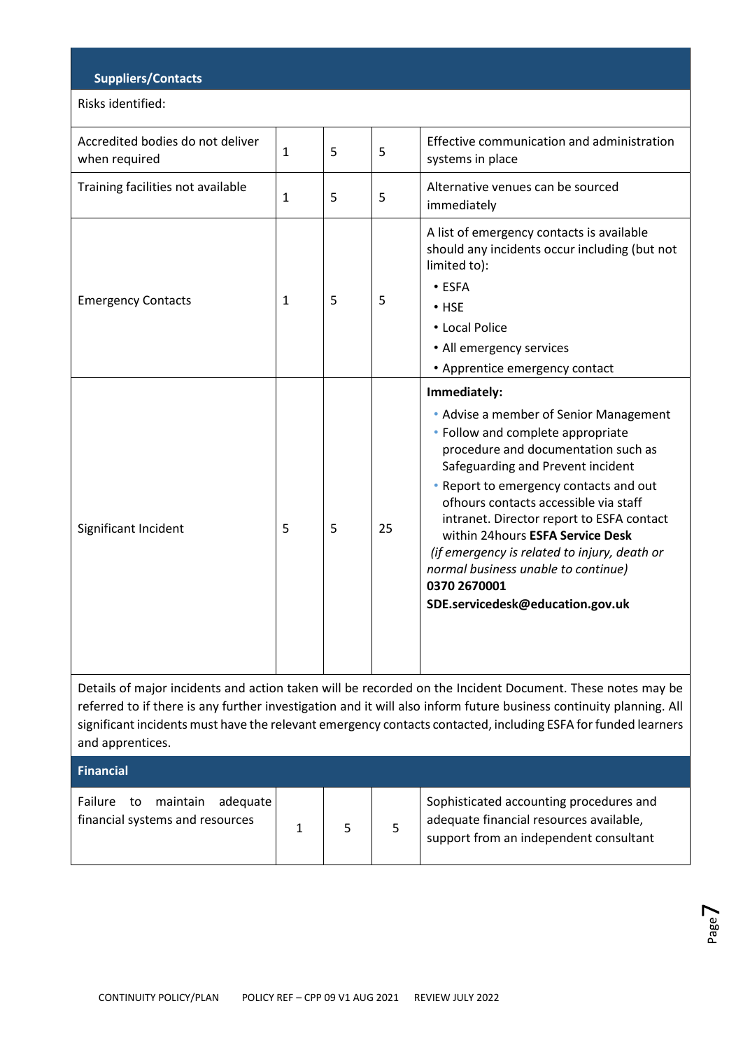## Suppliers/Contacts

Risks identified:

| | | | | |
|---|---|---|---|---|
| Accredited bodies do not deliver when required | 1 | 5 | 5 | Effective communication and administration systems in place |
| Training facilities not available | 1 | 5 | 5 | Alternative venues can be sourced immediately |
| Emergency Contacts | 1 | 5 | 5 | A list of emergency contacts is available should any incidents occur including (but not limited to): • ESFA • HSE • Local Police • All emergency services • Apprentice emergency contact |
| Significant Incident | 5 | 5 | 25 | **Immediately:** • Advise a member of Senior Management • Follow and complete appropriate procedure and documentation such as Safeguarding and Prevent incident • Report to emergency contacts and out ofhours contacts accessible via staff intranet. Director report to ESFA contact within 24hours **ESFA Service Desk** *(if emergency is related to injury, death or normal business unable to continue)* **0370 2670001** **SDE.servicedesk@education.gov.uk** |

Details of major incidents and action taken will be recorded on the Incident Document. These notes may be referred to if there is any further investigation and it will also inform future business continuity planning. All significant incidents must have the relevant emergency contacts contacted, including ESFA for funded learners and apprentices.

## Financial

| | | | | |
|---|---|---|---|---|
| Failure to maintain adequate financial systems and resources | 1 | 5 | 5 | Sophisticated accounting procedures and adequate financial resources available, support from an independent consultant |

CONTINUITY POLICY/PLAN POLICY REF – CPP 09 V1 AUG 2021 REVIEW JULY 2022